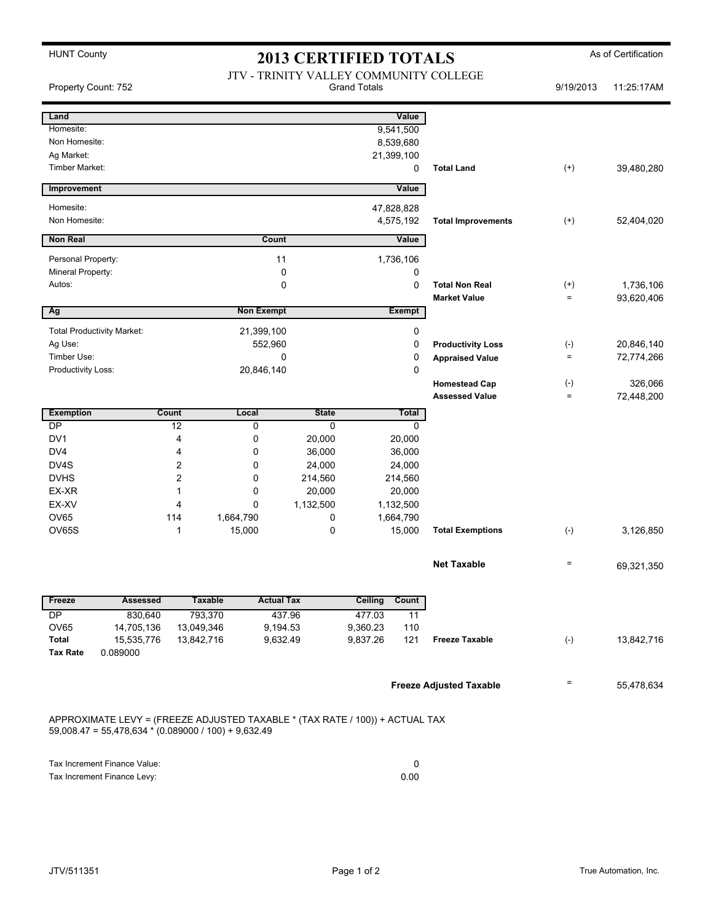HUNT County

# 2013 CERTIFIED TOTALS

As of Certification

JTV - TRINITY VALLEY COMMUNITY COLLEGE

Property Count: 752 | Grand Totals | 9/19/2013 11:25:17AM

| Land | Value | | | |
|---|---|---|---|---|
| Homesite: | 9,541,500 | | | |
| Non Homesite: | 8,539,680 | | | |
| Ag Market: | 21,399,100 | | | |
| Timber Market: | 0 | Total Land | (+) | 39,480,280 |

| Improvement | Value | | | |
|---|---|---|---|---|
| Homesite: | 47,828,828 | | | |
| Non Homesite: | 4,575,192 | Total Improvements | (+) | 52,404,020 |

| Non Real | Count | Value | | | |
|---|---|---|---|---|---|
| Personal Property: | 11 | 1,736,106 | | | |
| Mineral Property: | 0 | 0 | | | |
| Autos: | 0 | 0 | Total Non Real | (+) | 1,736,106 |
| | | | Market Value | = | 93,620,406 |

| Ag | Non Exempt | Exempt | | | |
|---|---|---|---|---|---|
| Total Productivity Market: | 21,399,100 | 0 | | | |
| Ag Use: | 552,960 | 0 | Productivity Loss | (-) | 20,846,140 |
| Timber Use: | 0 | 0 | Appraised Value | = | 72,774,266 |
| Productivity Loss: | 20,846,140 | 0 | | | |
| | | | Homestead Cap | (-) | 326,066 |
| | | | Assessed Value | = | 72,448,200 |

| Exemption | Count | Local | State | Total | | | |
|---|---|---|---|---|---|---|---|
| DP | 12 | 0 | 0 | 0 | | | |
| DV1 | 4 | 0 | 20,000 | 20,000 | | | |
| DV4 | 4 | 0 | 36,000 | 36,000 | | | |
| DV4S | 2 | 0 | 24,000 | 24,000 | | | |
| DVHS | 2 | 0 | 214,560 | 214,560 | | | |
| EX-XR | 1 | 0 | 20,000 | 20,000 | | | |
| EX-XV | 4 | 0 | 1,132,500 | 1,132,500 | | | |
| OV65 | 114 | 1,664,790 | 0 | 1,664,790 | | | |
| OV65S | 1 | 15,000 | 0 | 15,000 | Total Exemptions | (-) | 3,126,850 |
| | | | | | Net Taxable | = | 69,321,350 |

| Freeze | Assessed | Taxable | Actual Tax | Ceiling | Count | | | |
|---|---|---|---|---|---|---|---|---|
| DP | 830,640 | 793,370 | 437.96 | 477.03 | 11 | | | |
| OV65 | 14,705,136 | 13,049,346 | 9,194.53 | 9,360.23 | 110 | | | |
| Total | 15,535,776 | 13,842,716 | 9,632.49 | 9,837.26 | 121 | Freeze Taxable | (-) | 13,842,716 |
| Tax Rate | 0.089000 | | | | | | | |
| | | | | | | Freeze Adjusted Taxable | = | 55,478,634 |

APPROXIMATE LEVY = (FREEZE ADJUSTED TAXABLE * (TAX RATE / 100)) + ACTUAL TAX
59,008.47 = 55,478,634 * (0.089000 / 100) + 9,632.49

| | |
|---|---|
| Tax Increment Finance Value: | 0 |
| Tax Increment Finance Levy: | 0.00 |

JTV/511351

True Automation, Inc.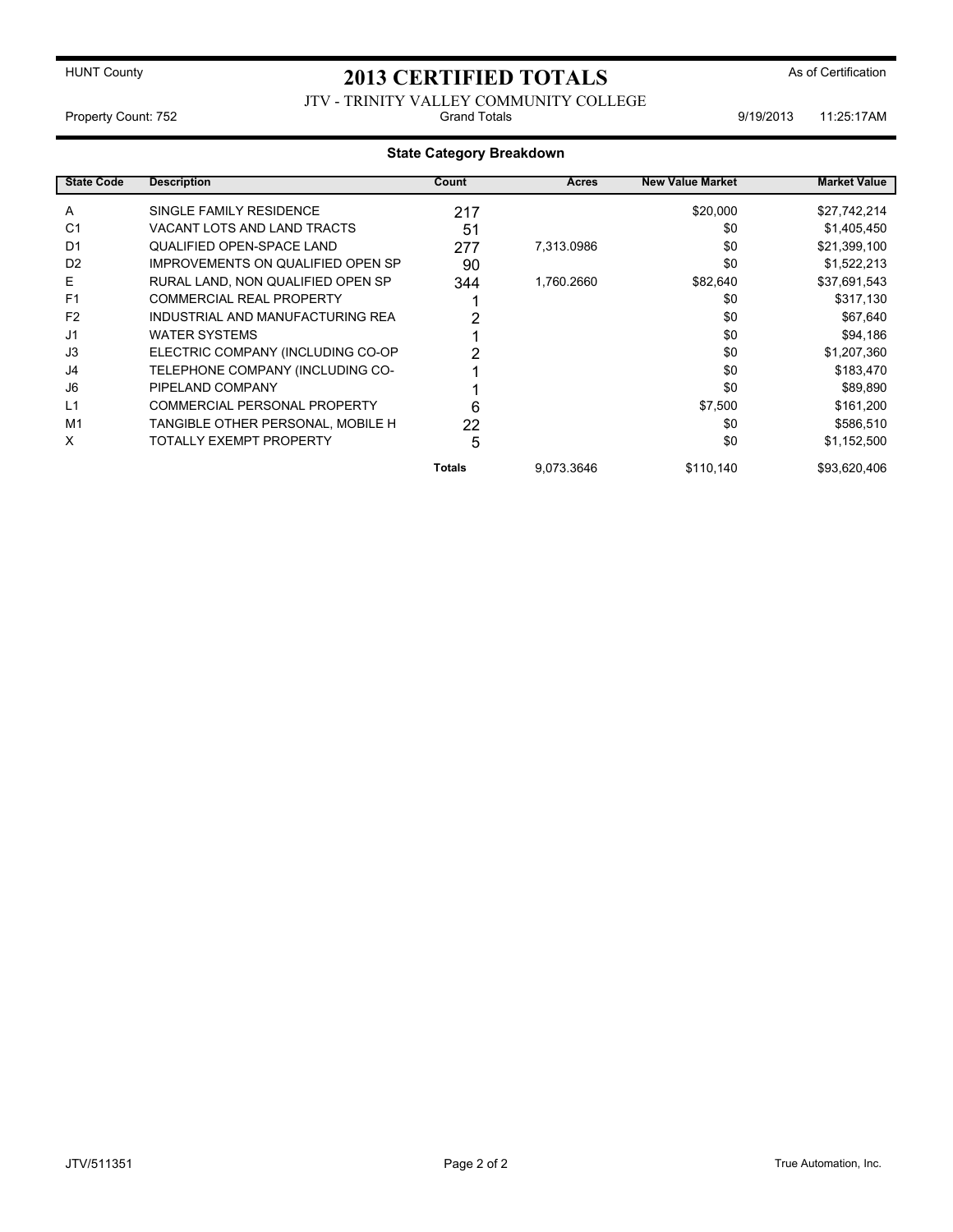HUNT County

# 2013 CERTIFIED TOTALS

As of Certification

JTV - TRINITY VALLEY COMMUNITY COLLEGE

Property Count: 752

Grand Totals

9/19/2013 11:25:17AM

## State Category Breakdown

| State Code | Description | Count | Acres | New Value Market | Market Value |
|---|---|---|---|---|---|
| A | SINGLE FAMILY RESIDENCE | 217 | | $20,000 | $27,742,214 |
| C1 | VACANT LOTS AND LAND TRACTS | 51 | | $0 | $1,405,450 |
| D1 | QUALIFIED OPEN-SPACE LAND | 277 | 7,313.0986 | $0 | $21,399,100 |
| D2 | IMPROVEMENTS ON QUALIFIED OPEN SP | 90 | | $0 | $1,522,213 |
| E | RURAL LAND, NON QUALIFIED OPEN SP | 344 | 1,760.2660 | $82,640 | $37,691,543 |
| F1 | COMMERCIAL REAL PROPERTY | 1 | | $0 | $317,130 |
| F2 | INDUSTRIAL AND MANUFACTURING REA | 2 | | $0 | $67,640 |
| J1 | WATER SYSTEMS | 1 | | $0 | $94,186 |
| J3 | ELECTRIC COMPANY (INCLUDING CO-OP | 2 | | $0 | $1,207,360 |
| J4 | TELEPHONE COMPANY (INCLUDING CO- | 1 | | $0 | $183,470 |
| J6 | PIPELAND COMPANY | 1 | | $0 | $89,890 |
| L1 | COMMERCIAL PERSONAL PROPERTY | 6 | | $7,500 | $161,200 |
| M1 | TANGIBLE OTHER PERSONAL, MOBILE H | 22 | | $0 | $586,510 |
| X | TOTALLY EXEMPT PROPERTY | 5 | | $0 | $1,152,500 |
| | | **Totals** | 9,073.3646 | $110,140 | $93,620,406 |

JTV/511351

True Automation, Inc.